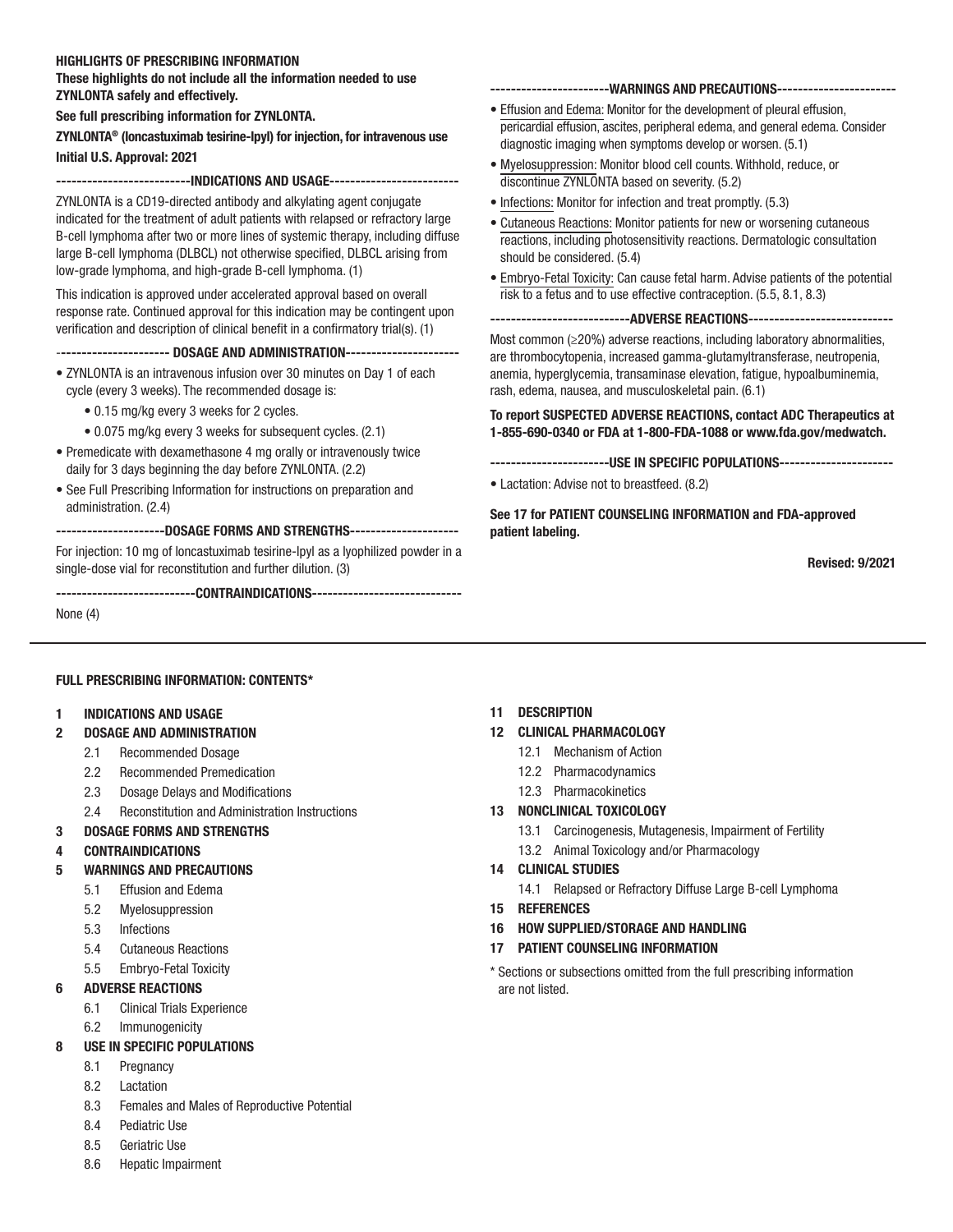**HIGHLIGHTS OF PRESCRIBING INFORMATION**
**These highlights do not include all the information needed to use ZYNLONTA safely and effectively.**

**See full prescribing information for ZYNLONTA.**

**ZYNLONTA® (loncastuximab tesirine-lpyl) for injection, for intravenous use**
**Initial U.S. Approval: 2021**

**--------------------------INDICATIONS AND USAGE--------------------------**

ZYNLONTA is a CD19-directed antibody and alkylating agent conjugate indicated for the treatment of adult patients with relapsed or refractory large B-cell lymphoma after two or more lines of systemic therapy, including diffuse large B-cell lymphoma (DLBCL) not otherwise specified, DLBCL arising from low-grade lymphoma, and high-grade B-cell lymphoma. (1)

This indication is approved under accelerated approval based on overall response rate. Continued approval for this indication may be contingent upon verification and description of clinical benefit in a confirmatory trial(s). (1)

**---------------------- DOSAGE AND ADMINISTRATION----------------------**

- ZYNLONTA is an intravenous infusion over 30 minutes on Day 1 of each cycle (every 3 weeks). The recommended dosage is:
  - 0.15 mg/kg every 3 weeks for 2 cycles.
  - 0.075 mg/kg every 3 weeks for subsequent cycles. (2.1)
- Premedicate with dexamethasone 4 mg orally or intravenously twice daily for 3 days beginning the day before ZYNLONTA. (2.2)
- See Full Prescribing Information for instructions on preparation and administration. (2.4)

**---------------------DOSAGE FORMS AND STRENGTHS---------------------**

For injection: 10 mg of loncastuximab tesirine-lpyl as a lyophilized powder in a single-dose vial for reconstitution and further dilution. (3)

**---------------------------CONTRAINDICATIONS----------------------------**

None (4)

**-----------------------WARNINGS AND PRECAUTIONS-----------------------**

- Effusion and Edema: Monitor for the development of pleural effusion, pericardial effusion, ascites, peripheral edema, and general edema. Consider diagnostic imaging when symptoms develop or worsen. (5.1)
- Myelosuppression: Monitor blood cell counts. Withhold, reduce, or discontinue ZYNLONTA based on severity. (5.2)
- Infections: Monitor for infection and treat promptly. (5.3)
- Cutaneous Reactions: Monitor patients for new or worsening cutaneous reactions, including photosensitivity reactions. Dermatologic consultation should be considered. (5.4)
- Embryo-Fetal Toxicity: Can cause fetal harm. Advise patients of the potential risk to a fetus and to use effective contraception. (5.5, 8.1, 8.3)

**---------------------------ADVERSE REACTIONS----------------------------**

Most common (≥20%) adverse reactions, including laboratory abnormalities, are thrombocytopenia, increased gamma-glutamyltransferase, neutropenia, anemia, hyperglycemia, transaminase elevation, fatigue, hypoalbuminemia, rash, edema, nausea, and musculoskeletal pain. (6.1)

**To report SUSPECTED ADVERSE REACTIONS, contact ADC Therapeutics at 1-855-690-0340 or FDA at 1-800-FDA-1088 or www.fda.gov/medwatch.**

**-----------------------USE IN SPECIFIC POPULATIONS----------------------**

- Lactation: Advise not to breastfeed. (8.2)

**See 17 for PATIENT COUNSELING INFORMATION and FDA-approved patient labeling.**

**Revised: 9/2021**

---

**FULL PRESCRIBING INFORMATION: CONTENTS***

**1 INDICATIONS AND USAGE**

**2 DOSAGE AND ADMINISTRATION**
- 2.1 Recommended Dosage
- 2.2 Recommended Premedication
- 2.3 Dosage Delays and Modifications
- 2.4 Reconstitution and Administration Instructions

**3 DOSAGE FORMS AND STRENGTHS**

**4 CONTRAINDICATIONS**

**5 WARNINGS AND PRECAUTIONS**
- 5.1 Effusion and Edema
- 5.2 Myelosuppression
- 5.3 Infections
- 5.4 Cutaneous Reactions
- 5.5 Embryo-Fetal Toxicity

**6 ADVERSE REACTIONS**
- 6.1 Clinical Trials Experience
- 6.2 Immunogenicity

**8 USE IN SPECIFIC POPULATIONS**
- 8.1 Pregnancy
- 8.2 Lactation
- 8.3 Females and Males of Reproductive Potential
- 8.4 Pediatric Use
- 8.5 Geriatric Use
- 8.6 Hepatic Impairment

**11 DESCRIPTION**

**12 CLINICAL PHARMACOLOGY**
- 12.1 Mechanism of Action
- 12.2 Pharmacodynamics
- 12.3 Pharmacokinetics

**13 NONCLINICAL TOXICOLOGY**
- 13.1 Carcinogenesis, Mutagenesis, Impairment of Fertility
- 13.2 Animal Toxicology and/or Pharmacology

**14 CLINICAL STUDIES**
- 14.1 Relapsed or Refractory Diffuse Large B-cell Lymphoma

**15 REFERENCES**

**16 HOW SUPPLIED/STORAGE AND HANDLING**

**17 PATIENT COUNSELING INFORMATION**

\* Sections or subsections omitted from the full prescribing information are not listed.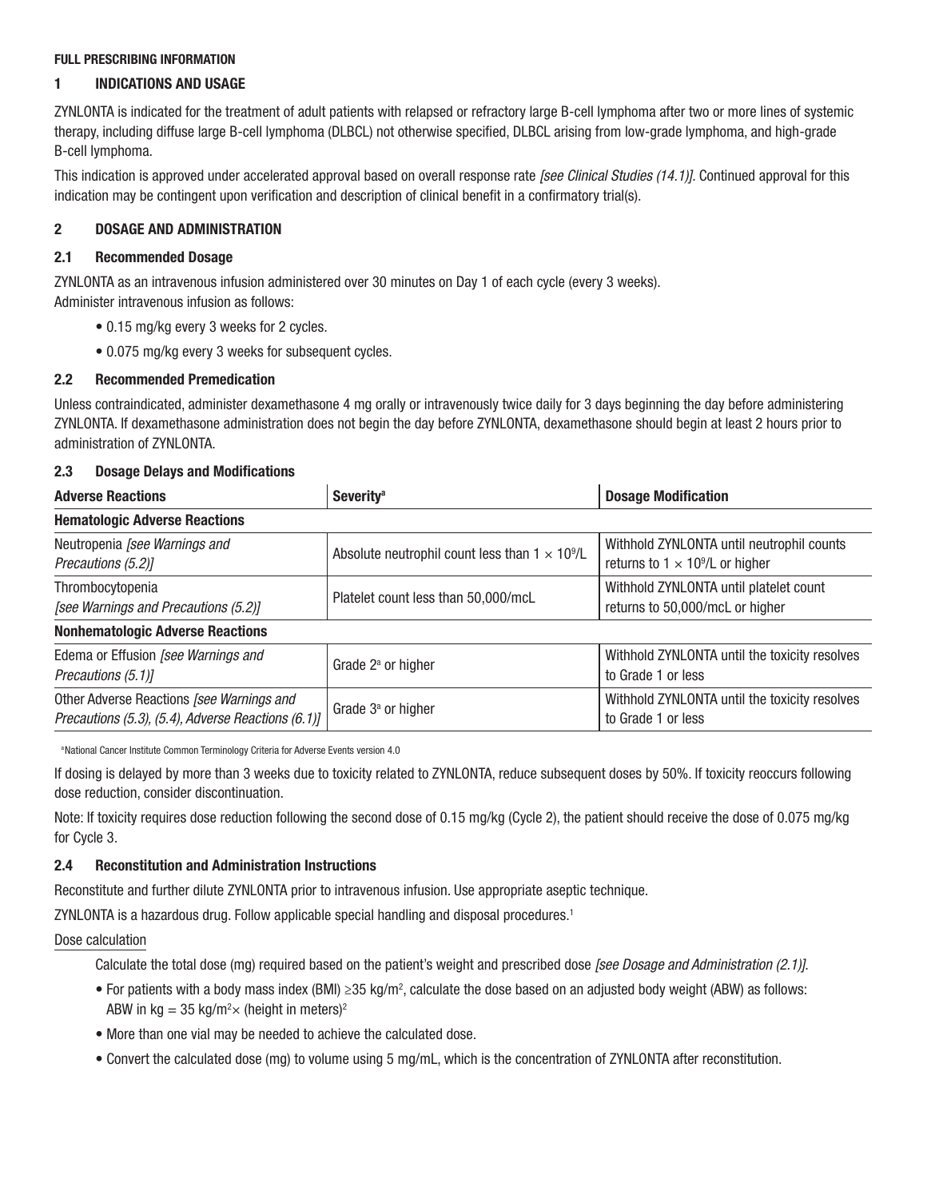**FULL PRESCRIBING INFORMATION**

## 1 INDICATIONS AND USAGE

ZYNLONTA is indicated for the treatment of adult patients with relapsed or refractory large B-cell lymphoma after two or more lines of systemic therapy, including diffuse large B-cell lymphoma (DLBCL) not otherwise specified, DLBCL arising from low-grade lymphoma, and high-grade B-cell lymphoma.

This indication is approved under accelerated approval based on overall response rate *[see Clinical Studies (14.1)]*. Continued approval for this indication may be contingent upon verification and description of clinical benefit in a confirmatory trial(s).

## 2 DOSAGE AND ADMINISTRATION

### 2.1 Recommended Dosage

ZYNLONTA as an intravenous infusion administered over 30 minutes on Day 1 of each cycle (every 3 weeks).
Administer intravenous infusion as follows:

- 0.15 mg/kg every 3 weeks for 2 cycles.
- 0.075 mg/kg every 3 weeks for subsequent cycles.

### 2.2 Recommended Premedication

Unless contraindicated, administer dexamethasone 4 mg orally or intravenously twice daily for 3 days beginning the day before administering ZYNLONTA. If dexamethasone administration does not begin the day before ZYNLONTA, dexamethasone should begin at least 2 hours prior to administration of ZYNLONTA.

### 2.3 Dosage Delays and Modifications

| Adverse Reactions | Severity[a] | Dosage Modification |
|---|---|---|
| **Hematologic Adverse Reactions** | | |
| Neutropenia *[see Warnings and Precautions (5.2)]* | Absolute neutrophil count less than $1 \times 10^9$/L | Withhold ZYNLONTA until neutrophil counts returns to $1 \times 10^9$/L or higher |
| Thrombocytopenia *[see Warnings and Precautions (5.2)]* | Platelet count less than 50,000/mcL | Withhold ZYNLONTA until platelet count returns to 50,000/mcL or higher |
| **Nonhematologic Adverse Reactions** | | |
| Edema or Effusion *[see Warnings and Precautions (5.1)]* | Grade 2[a] or higher | Withhold ZYNLONTA until the toxicity resolves to Grade 1 or less |
| Other Adverse Reactions *[see Warnings and Precautions (5.3), (5.4), Adverse Reactions (6.1)]* | Grade 3[a] or higher | Withhold ZYNLONTA until the toxicity resolves to Grade 1 or less |

[a]National Cancer Institute Common Terminology Criteria for Adverse Events version 4.0

If dosing is delayed by more than 3 weeks due to toxicity related to ZYNLONTA, reduce subsequent doses by 50%. If toxicity reoccurs following dose reduction, consider discontinuation.

Note: If toxicity requires dose reduction following the second dose of 0.15 mg/kg (Cycle 2), the patient should receive the dose of 0.075 mg/kg for Cycle 3.

### 2.4 Reconstitution and Administration Instructions

Reconstitute and further dilute ZYNLONTA prior to intravenous infusion. Use appropriate aseptic technique.

ZYNLONTA is a hazardous drug. Follow applicable special handling and disposal procedures.[1]

Dose calculation

Calculate the total dose (mg) required based on the patient's weight and prescribed dose *[see Dosage and Administration (2.1)]*.

- For patients with a body mass index (BMI) ≥35 kg/m$^2$, calculate the dose based on an adjusted body weight (ABW) as follows: ABW in kg = 35 kg/m$^2$× (height in meters)$^2$
- More than one vial may be needed to achieve the calculated dose.
- Convert the calculated dose (mg) to volume using 5 mg/mL, which is the concentration of ZYNLONTA after reconstitution.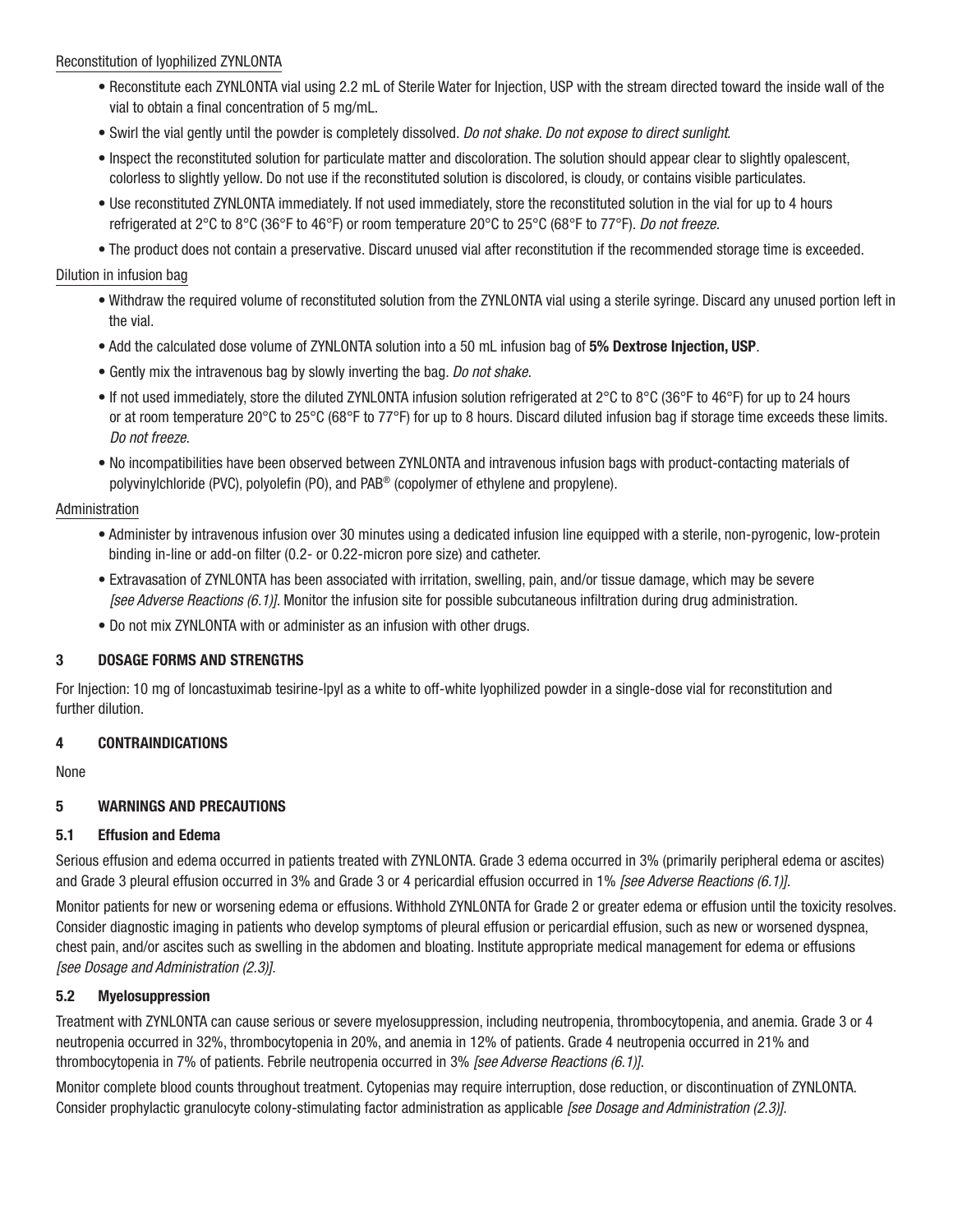Reconstitution of lyophilized ZYNLONTA

- Reconstitute each ZYNLONTA vial using 2.2 mL of Sterile Water for Injection, USP with the stream directed toward the inside wall of the vial to obtain a final concentration of 5 mg/mL.
- Swirl the vial gently until the powder is completely dissolved. *Do not shake. Do not expose to direct sunlight.*
- Inspect the reconstituted solution for particulate matter and discoloration. The solution should appear clear to slightly opalescent, colorless to slightly yellow. Do not use if the reconstituted solution is discolored, is cloudy, or contains visible particulates.
- Use reconstituted ZYNLONTA immediately. If not used immediately, store the reconstituted solution in the vial for up to 4 hours refrigerated at 2°C to 8°C (36°F to 46°F) or room temperature 20°C to 25°C (68°F to 77°F). *Do not freeze.*
- The product does not contain a preservative. Discard unused vial after reconstitution if the recommended storage time is exceeded.

Dilution in infusion bag

- Withdraw the required volume of reconstituted solution from the ZYNLONTA vial using a sterile syringe. Discard any unused portion left in the vial.
- Add the calculated dose volume of ZYNLONTA solution into a 50 mL infusion bag of **5% Dextrose Injection, USP**.
- Gently mix the intravenous bag by slowly inverting the bag. *Do not shake.*
- If not used immediately, store the diluted ZYNLONTA infusion solution refrigerated at 2°C to 8°C (36°F to 46°F) for up to 24 hours or at room temperature 20°C to 25°C (68°F to 77°F) for up to 8 hours. Discard diluted infusion bag if storage time exceeds these limits. *Do not freeze.*
- No incompatibilities have been observed between ZYNLONTA and intravenous infusion bags with product-contacting materials of polyvinylchloride (PVC), polyolefin (PO), and PAB® (copolymer of ethylene and propylene).

Administration

- Administer by intravenous infusion over 30 minutes using a dedicated infusion line equipped with a sterile, non-pyrogenic, low-protein binding in-line or add-on filter (0.2- or 0.22-micron pore size) and catheter.
- Extravasation of ZYNLONTA has been associated with irritation, swelling, pain, and/or tissue damage, which may be severe *[see Adverse Reactions (6.1)]*. Monitor the infusion site for possible subcutaneous infiltration during drug administration.
- Do not mix ZYNLONTA with or administer as an infusion with other drugs.

## 3 DOSAGE FORMS AND STRENGTHS

For Injection: 10 mg of loncastuximab tesirine-lpyl as a white to off-white lyophilized powder in a single-dose vial for reconstitution and further dilution.

## 4 CONTRAINDICATIONS

None

## 5 WARNINGS AND PRECAUTIONS

### 5.1 Effusion and Edema

Serious effusion and edema occurred in patients treated with ZYNLONTA. Grade 3 edema occurred in 3% (primarily peripheral edema or ascites) and Grade 3 pleural effusion occurred in 3% and Grade 3 or 4 pericardial effusion occurred in 1% *[see Adverse Reactions (6.1)]*.

Monitor patients for new or worsening edema or effusions. Withhold ZYNLONTA for Grade 2 or greater edema or effusion until the toxicity resolves. Consider diagnostic imaging in patients who develop symptoms of pleural effusion or pericardial effusion, such as new or worsened dyspnea, chest pain, and/or ascites such as swelling in the abdomen and bloating. Institute appropriate medical management for edema or effusions *[see Dosage and Administration (2.3)]*.

### 5.2 Myelosuppression

Treatment with ZYNLONTA can cause serious or severe myelosuppression, including neutropenia, thrombocytopenia, and anemia. Grade 3 or 4 neutropenia occurred in 32%, thrombocytopenia in 20%, and anemia in 12% of patients. Grade 4 neutropenia occurred in 21% and thrombocytopenia in 7% of patients. Febrile neutropenia occurred in 3% *[see Adverse Reactions (6.1)]*.

Monitor complete blood counts throughout treatment. Cytopenias may require interruption, dose reduction, or discontinuation of ZYNLONTA. Consider prophylactic granulocyte colony-stimulating factor administration as applicable *[see Dosage and Administration (2.3)]*.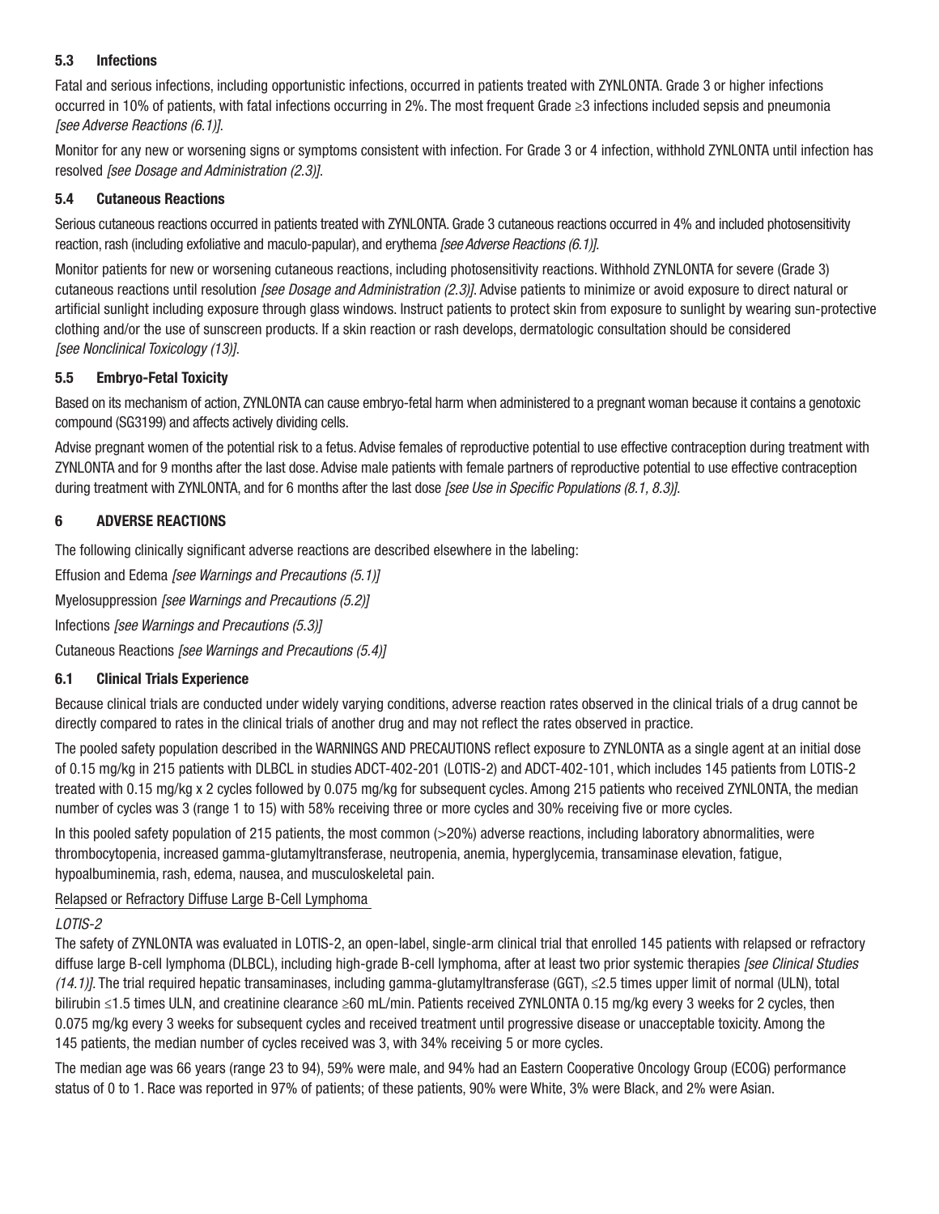### 5.3 Infections

Fatal and serious infections, including opportunistic infections, occurred in patients treated with ZYNLONTA. Grade 3 or higher infections occurred in 10% of patients, with fatal infections occurring in 2%. The most frequent Grade ≥3 infections included sepsis and pneumonia *[see Adverse Reactions (6.1)]*.

Monitor for any new or worsening signs or symptoms consistent with infection. For Grade 3 or 4 infection, withhold ZYNLONTA until infection has resolved *[see Dosage and Administration (2.3)]*.

### 5.4 Cutaneous Reactions

Serious cutaneous reactions occurred in patients treated with ZYNLONTA. Grade 3 cutaneous reactions occurred in 4% and included photosensitivity reaction, rash (including exfoliative and maculo-papular), and erythema *[see Adverse Reactions (6.1)]*.

Monitor patients for new or worsening cutaneous reactions, including photosensitivity reactions. Withhold ZYNLONTA for severe (Grade 3) cutaneous reactions until resolution *[see Dosage and Administration (2.3)]*. Advise patients to minimize or avoid exposure to direct natural or artificial sunlight including exposure through glass windows. Instruct patients to protect skin from exposure to sunlight by wearing sun-protective clothing and/or the use of sunscreen products. If a skin reaction or rash develops, dermatologic consultation should be considered *[see Nonclinical Toxicology (13)]*.

### 5.5 Embryo-Fetal Toxicity

Based on its mechanism of action, ZYNLONTA can cause embryo-fetal harm when administered to a pregnant woman because it contains a genotoxic compound (SG3199) and affects actively dividing cells.

Advise pregnant women of the potential risk to a fetus. Advise females of reproductive potential to use effective contraception during treatment with ZYNLONTA and for 9 months after the last dose. Advise male patients with female partners of reproductive potential to use effective contraception during treatment with ZYNLONTA, and for 6 months after the last dose *[see Use in Specific Populations (8.1, 8.3)]*.

## 6 ADVERSE REACTIONS

The following clinically significant adverse reactions are described elsewhere in the labeling:

Effusion and Edema *[see Warnings and Precautions (5.1)]*

Myelosuppression *[see Warnings and Precautions (5.2)]*

Infections *[see Warnings and Precautions (5.3)]*

Cutaneous Reactions *[see Warnings and Precautions (5.4)]*

### 6.1 Clinical Trials Experience

Because clinical trials are conducted under widely varying conditions, adverse reaction rates observed in the clinical trials of a drug cannot be directly compared to rates in the clinical trials of another drug and may not reflect the rates observed in practice.

The pooled safety population described in the WARNINGS AND PRECAUTIONS reflect exposure to ZYNLONTA as a single agent at an initial dose of 0.15 mg/kg in 215 patients with DLBCL in studies ADCT-402-201 (LOTIS-2) and ADCT-402-101, which includes 145 patients from LOTIS-2 treated with 0.15 mg/kg x 2 cycles followed by 0.075 mg/kg for subsequent cycles. Among 215 patients who received ZYNLONTA, the median number of cycles was 3 (range 1 to 15) with 58% receiving three or more cycles and 30% receiving five or more cycles.

In this pooled safety population of 215 patients, the most common (>20%) adverse reactions, including laboratory abnormalities, were thrombocytopenia, increased gamma-glutamyltransferase, neutropenia, anemia, hyperglycemia, transaminase elevation, fatigue, hypoalbuminemia, rash, edema, nausea, and musculoskeletal pain.

Relapsed or Refractory Diffuse Large B-Cell Lymphoma

*LOTIS-2*

The safety of ZYNLONTA was evaluated in LOTIS-2, an open-label, single-arm clinical trial that enrolled 145 patients with relapsed or refractory diffuse large B-cell lymphoma (DLBCL), including high-grade B-cell lymphoma, after at least two prior systemic therapies *[see Clinical Studies (14.1)]*. The trial required hepatic transaminases, including gamma-glutamyltransferase (GGT), ≤2.5 times upper limit of normal (ULN), total bilirubin ≤1.5 times ULN, and creatinine clearance ≥60 mL/min. Patients received ZYNLONTA 0.15 mg/kg every 3 weeks for 2 cycles, then 0.075 mg/kg every 3 weeks for subsequent cycles and received treatment until progressive disease or unacceptable toxicity. Among the 145 patients, the median number of cycles received was 3, with 34% receiving 5 or more cycles.

The median age was 66 years (range 23 to 94), 59% were male, and 94% had an Eastern Cooperative Oncology Group (ECOG) performance status of 0 to 1. Race was reported in 97% of patients; of these patients, 90% were White, 3% were Black, and 2% were Asian.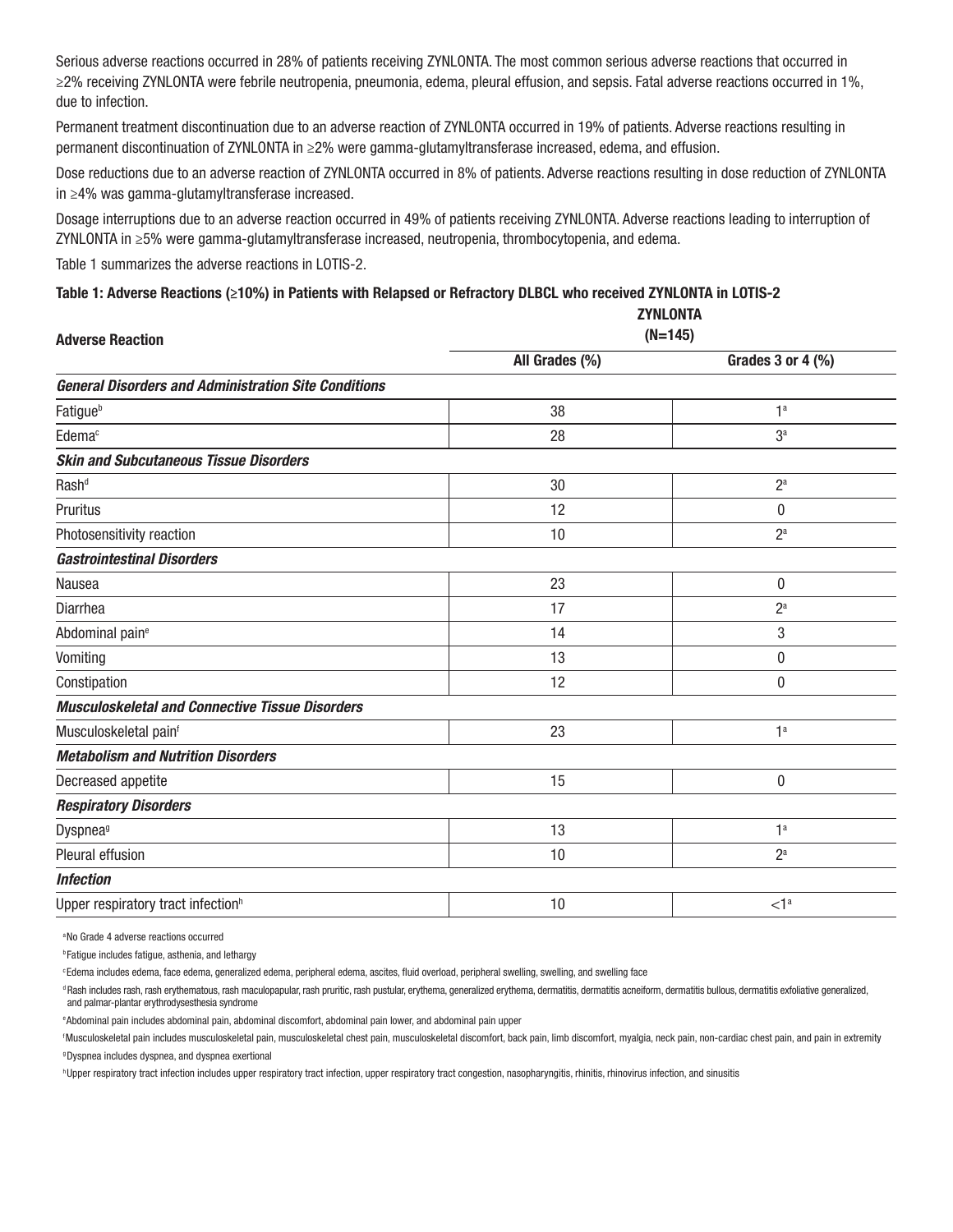Serious adverse reactions occurred in 28% of patients receiving ZYNLONTA. The most common serious adverse reactions that occurred in ≥2% receiving ZYNLONTA were febrile neutropenia, pneumonia, edema, pleural effusion, and sepsis. Fatal adverse reactions occurred in 1%, due to infection.

Permanent treatment discontinuation due to an adverse reaction of ZYNLONTA occurred in 19% of patients. Adverse reactions resulting in permanent discontinuation of ZYNLONTA in ≥2% were gamma-glutamyltransferase increased, edema, and effusion.

Dose reductions due to an adverse reaction of ZYNLONTA occurred in 8% of patients. Adverse reactions resulting in dose reduction of ZYNLONTA in ≥4% was gamma-glutamyltransferase increased.

Dosage interruptions due to an adverse reaction occurred in 49% of patients receiving ZYNLONTA. Adverse reactions leading to interruption of ZYNLONTA in ≥5% were gamma-glutamyltransferase increased, neutropenia, thrombocytopenia, and edema.

Table 1 summarizes the adverse reactions in LOTIS-2.

**Table 1: Adverse Reactions (≥10%) in Patients with Relapsed or Refractory DLBCL who received ZYNLONTA in LOTIS-2**

| Adverse Reaction | ZYNLONTA (N=145) | |
|---|---|---|
| | All Grades (%) | Grades 3 or 4 (%) |
| ***General Disorders and Administration Site Conditions*** | | |
| Fatigue[b] | 38 | 1[a] |
| Edema[c] | 28 | 3[a] |
| ***Skin and Subcutaneous Tissue Disorders*** | | |
| Rash[d] | 30 | 2[a] |
| Pruritus | 12 | 0 |
| Photosensitivity reaction | 10 | 2[a] |
| ***Gastrointestinal Disorders*** | | |
| Nausea | 23 | 0 |
| Diarrhea | 17 | 2[a] |
| Abdominal pain[e] | 14 | 3 |
| Vomiting | 13 | 0 |
| Constipation | 12 | 0 |
| ***Musculoskeletal and Connective Tissue Disorders*** | | |
| Musculoskeletal pain[f] | 23 | 1[a] |
| ***Metabolism and Nutrition Disorders*** | | |
| Decreased appetite | 15 | 0 |
| ***Respiratory Disorders*** | | |
| Dyspnea[g] | 13 | 1[a] |
| Pleural effusion | 10 | 2[a] |
| ***Infection*** | | |
| Upper respiratory tract infection[h] | 10 | <1[a] |

[a]No Grade 4 adverse reactions occurred

[b]Fatigue includes fatigue, asthenia, and lethargy

[c]Edema includes edema, face edema, generalized edema, peripheral edema, ascites, fluid overload, peripheral swelling, swelling, and swelling face

[d]Rash includes rash, rash erythematous, rash maculopapular, rash pruritic, rash pustular, erythema, generalized erythema, dermatitis, dermatitis acneiform, dermatitis bullous, dermatitis exfoliative generalized, and palmar-plantar erythrodysesthesia syndrome

[e]Abdominal pain includes abdominal pain, abdominal discomfort, abdominal pain lower, and abdominal pain upper

[f]Musculoskeletal pain includes musculoskeletal pain, musculoskeletal chest pain, musculoskeletal discomfort, back pain, limb discomfort, myalgia, neck pain, non-cardiac chest pain, and pain in extremity

[g]Dyspnea includes dyspnea, and dyspnea exertional

[h]Upper respiratory tract infection includes upper respiratory tract infection, upper respiratory tract congestion, nasopharyngitis, rhinitis, rhinovirus infection, and sinusitis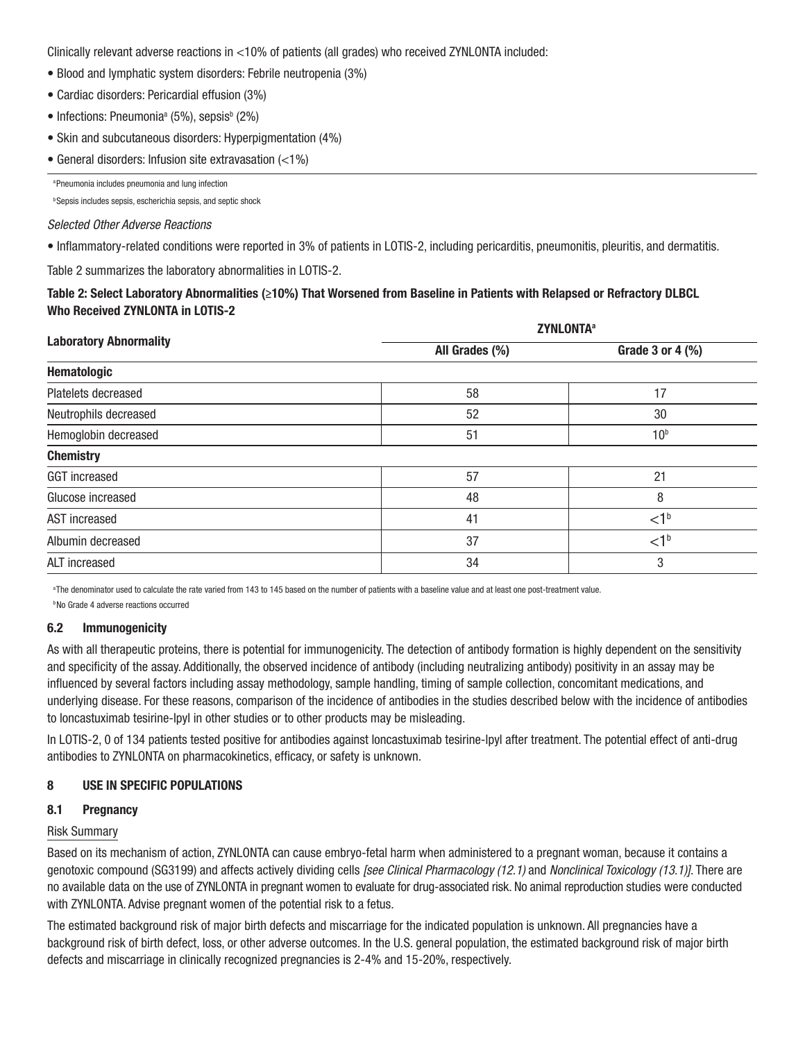Clinically relevant adverse reactions in <10% of patients (all grades) who received ZYNLONTA included:

- Blood and lymphatic system disorders: Febrile neutropenia (3%)
- Cardiac disorders: Pericardial effusion (3%)
- Infections: Pneumonia[a] (5%), sepsis[b] (2%)
- Skin and subcutaneous disorders: Hyperpigmentation (4%)
- General disorders: Infusion site extravasation (<1%)

[a]Pneumonia includes pneumonia and lung infection

[b]Sepsis includes sepsis, escherichia sepsis, and septic shock

*Selected Other Adverse Reactions*

- Inflammatory-related conditions were reported in 3% of patients in LOTIS-2, including pericarditis, pneumonitis, pleuritis, and dermatitis.

Table 2 summarizes the laboratory abnormalities in LOTIS-2.

**Table 2: Select Laboratory Abnormalities (≥10%) That Worsened from Baseline in Patients with Relapsed or Refractory DLBCL Who Received ZYNLONTA in LOTIS-2**

| Laboratory Abnormality | ZYNLONTA[a] | |
|---|---|---|
| | All Grades (%) | Grade 3 or 4 (%) |
| **Hematologic** | | |
| Platelets decreased | 58 | 17 |
| Neutrophils decreased | 52 | 30 |
| Hemoglobin decreased | 51 | 10[b] |
| **Chemistry** | | |
| GGT increased | 57 | 21 |
| Glucose increased | 48 | 8 |
| AST increased | 41 | <1[b] |
| Albumin decreased | 37 | <1[b] |
| ALT increased | 34 | 3 |

[a]The denominator used to calculate the rate varied from 143 to 145 based on the number of patients with a baseline value and at least one post-treatment value.

[b]No Grade 4 adverse reactions occurred

### 6.2 Immunogenicity

As with all therapeutic proteins, there is potential for immunogenicity. The detection of antibody formation is highly dependent on the sensitivity and specificity of the assay. Additionally, the observed incidence of antibody (including neutralizing antibody) positivity in an assay may be influenced by several factors including assay methodology, sample handling, timing of sample collection, concomitant medications, and underlying disease. For these reasons, comparison of the incidence of antibodies in the studies described below with the incidence of antibodies to loncastuximab tesirine-lpyl in other studies or to other products may be misleading.

In LOTIS-2, 0 of 134 patients tested positive for antibodies against loncastuximab tesirine-lpyl after treatment. The potential effect of anti-drug antibodies to ZYNLONTA on pharmacokinetics, efficacy, or safety is unknown.

## 8 USE IN SPECIFIC POPULATIONS

### 8.1 Pregnancy

Risk Summary

Based on its mechanism of action, ZYNLONTA can cause embryo-fetal harm when administered to a pregnant woman, because it contains a genotoxic compound (SG3199) and affects actively dividing cells *[see Clinical Pharmacology (12.1)* and *Nonclinical Toxicology (13.1)]*. There are no available data on the use of ZYNLONTA in pregnant women to evaluate for drug-associated risk. No animal reproduction studies were conducted with ZYNLONTA. Advise pregnant women of the potential risk to a fetus.

The estimated background risk of major birth defects and miscarriage for the indicated population is unknown. All pregnancies have a background risk of birth defect, loss, or other adverse outcomes. In the U.S. general population, the estimated background risk of major birth defects and miscarriage in clinically recognized pregnancies is 2-4% and 15-20%, respectively.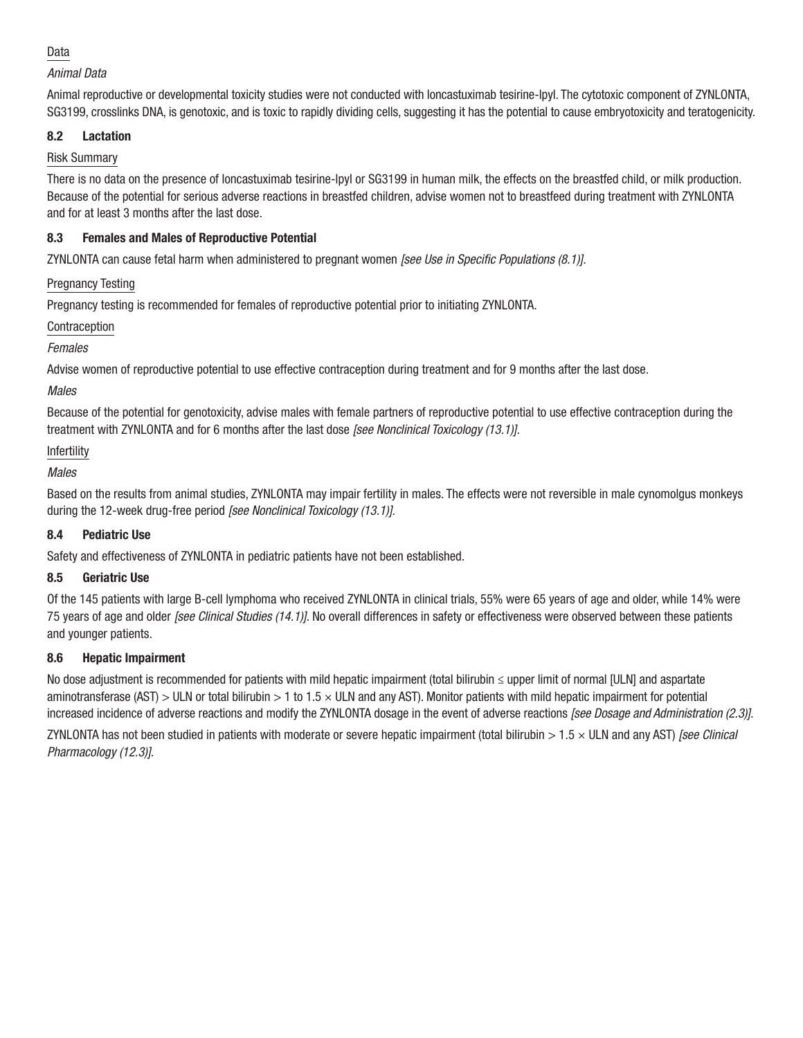Data

*Animal Data*

Animal reproductive or developmental toxicity studies were not conducted with loncastuximab tesirine-lpyl. The cytotoxic component of ZYNLONTA, SG3199, crosslinks DNA, is genotoxic, and is toxic to rapidly dividing cells, suggesting it has the potential to cause embryotoxicity and teratogenicity.

### 8.2 Lactation

Risk Summary

There is no data on the presence of loncastuximab tesirine-lpyl or SG3199 in human milk, the effects on the breastfed child, or milk production. Because of the potential for serious adverse reactions in breastfed children, advise women not to breastfeed during treatment with ZYNLONTA and for at least 3 months after the last dose.

### 8.3 Females and Males of Reproductive Potential

ZYNLONTA can cause fetal harm when administered to pregnant women *[see Use in Specific Populations (8.1)]*.

Pregnancy Testing

Pregnancy testing is recommended for females of reproductive potential prior to initiating ZYNLONTA.

Contraception

*Females*

Advise women of reproductive potential to use effective contraception during treatment and for 9 months after the last dose.

*Males*

Because of the potential for genotoxicity, advise males with female partners of reproductive potential to use effective contraception during the treatment with ZYNLONTA and for 6 months after the last dose *[see Nonclinical Toxicology (13.1)]*.

Infertility

*Males*

Based on the results from animal studies, ZYNLONTA may impair fertility in males. The effects were not reversible in male cynomolgus monkeys during the 12-week drug-free period *[see Nonclinical Toxicology (13.1)]*.

### 8.4 Pediatric Use

Safety and effectiveness of ZYNLONTA in pediatric patients have not been established.

### 8.5 Geriatric Use

Of the 145 patients with large B-cell lymphoma who received ZYNLONTA in clinical trials, 55% were 65 years of age and older, while 14% were 75 years of age and older *[see Clinical Studies (14.1)]*. No overall differences in safety or effectiveness were observed between these patients and younger patients.

### 8.6 Hepatic Impairment

No dose adjustment is recommended for patients with mild hepatic impairment (total bilirubin $\leq$ upper limit of normal [ULN] and aspartate aminotransferase (AST) $>$ ULN or total bilirubin $>$ 1 to 1.5 $\times$ ULN and any AST). Monitor patients with mild hepatic impairment for potential increased incidence of adverse reactions and modify the ZYNLONTA dosage in the event of adverse reactions *[see Dosage and Administration (2.3)]*.

ZYNLONTA has not been studied in patients with moderate or severe hepatic impairment (total bilirubin $>$ 1.5 $\times$ ULN and any AST) *[see Clinical Pharmacology (12.3)]*.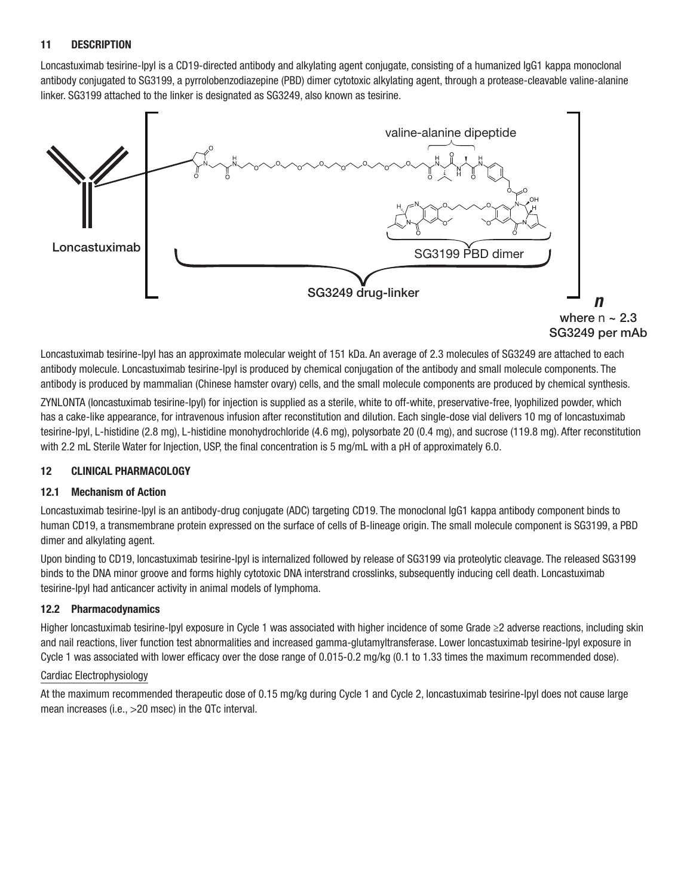## 11 DESCRIPTION

Loncastuximab tesirine-lpyl is a CD19-directed antibody and alkylating agent conjugate, consisting of a humanized IgG1 kappa monoclonal antibody conjugated to SG3199, a pyrrolobenzodiazepine (PBD) dimer cytotoxic alkylating agent, through a protease-cleavable valine-alanine linker. SG3199 attached to the linker is designated as SG3249, also known as tesirine.

Loncastuximab tesirine-lpyl has an approximate molecular weight of 151 kDa. An average of 2.3 molecules of SG3249 are attached to each antibody molecule. Loncastuximab tesirine-lpyl is produced by chemical conjugation of the antibody and small molecule components. The antibody is produced by mammalian (Chinese hamster ovary) cells, and the small molecule components are produced by chemical synthesis.

ZYNLONTA (loncastuximab tesirine-lpyl) for injection is supplied as a sterile, white to off-white, preservative-free, lyophilized powder, which has a cake-like appearance, for intravenous infusion after reconstitution and dilution. Each single-dose vial delivers 10 mg of loncastuximab tesirine-lpyl, L-histidine (2.8 mg), L-histidine monohydrochloride (4.6 mg), polysorbate 20 (0.4 mg), and sucrose (119.8 mg). After reconstitution with 2.2 mL Sterile Water for Injection, USP, the final concentration is 5 mg/mL with a pH of approximately 6.0.

## 12 CLINICAL PHARMACOLOGY

### 12.1 Mechanism of Action

Loncastuximab tesirine-lpyl is an antibody-drug conjugate (ADC) targeting CD19. The monoclonal IgG1 kappa antibody component binds to human CD19, a transmembrane protein expressed on the surface of cells of B-lineage origin. The small molecule component is SG3199, a PBD dimer and alkylating agent.

Upon binding to CD19, loncastuximab tesirine-lpyl is internalized followed by release of SG3199 via proteolytic cleavage. The released SG3199 binds to the DNA minor groove and forms highly cytotoxic DNA interstrand crosslinks, subsequently inducing cell death. Loncastuximab tesirine-lpyl had anticancer activity in animal models of lymphoma.

### 12.2 Pharmacodynamics

Higher loncastuximab tesirine-lpyl exposure in Cycle 1 was associated with higher incidence of some Grade ≥2 adverse reactions, including skin and nail reactions, liver function test abnormalities and increased gamma-glutamyltransferase. Lower loncastuximab tesirine-lpyl exposure in Cycle 1 was associated with lower efficacy over the dose range of 0.015-0.2 mg/kg (0.1 to 1.33 times the maximum recommended dose).

Cardiac Electrophysiology

At the maximum recommended therapeutic dose of 0.15 mg/kg during Cycle 1 and Cycle 2, loncastuximab tesirine-lpyl does not cause large mean increases (i.e., >20 msec) in the QTc interval.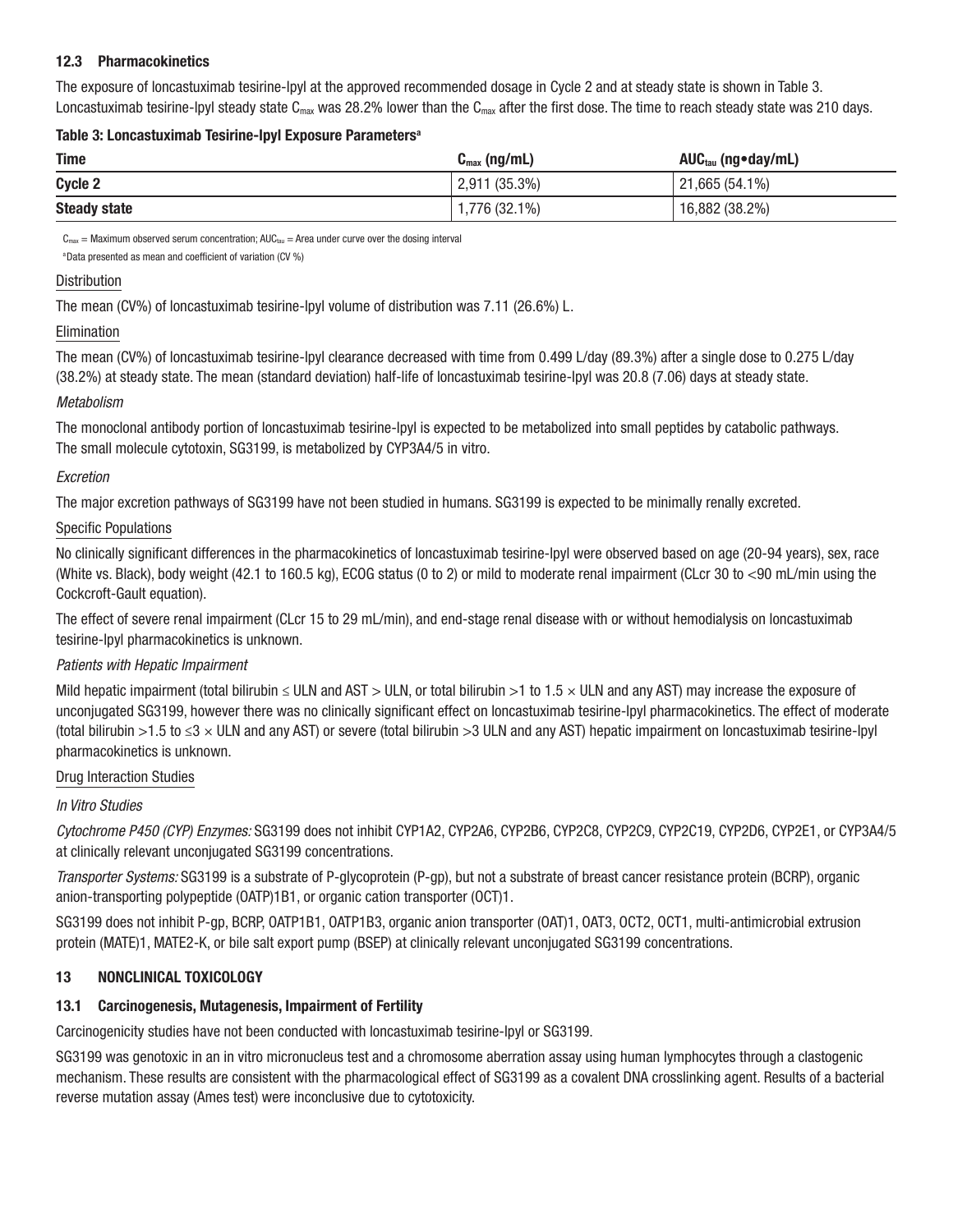### 12.3 Pharmacokinetics

The exposure of loncastuximab tesirine-lpyl at the approved recommended dosage in Cycle 2 and at steady state is shown in Table 3. Loncastuximab tesirine-lpyl steady state $C_{max}$ was 28.2% lower than the $C_{max}$ after the first dose. The time to reach steady state was 210 days.

**Table 3: Loncastuximab Tesirine-lpyl Exposure Parameters[a]**

| Time | $C_{max}$ (ng/mL) | $AUC_{tau}$ (ng•day/mL) |
|---|---|---|
| **Cycle 2** | 2,911 (35.3%) | 21,665 (54.1%) |
| **Steady state** | 1,776 (32.1%) | 16,882 (38.2%) |

$C_{max}$ = Maximum observed serum concentration; $AUC_{tau}$ = Area under curve over the dosing interval

[a]Data presented as mean and coefficient of variation (CV %)

Distribution

The mean (CV%) of loncastuximab tesirine-lpyl volume of distribution was 7.11 (26.6%) L.

Elimination

The mean (CV%) of loncastuximab tesirine-lpyl clearance decreased with time from 0.499 L/day (89.3%) after a single dose to 0.275 L/day (38.2%) at steady state. The mean (standard deviation) half-life of loncastuximab tesirine-lpyl was 20.8 (7.06) days at steady state.

*Metabolism*

The monoclonal antibody portion of loncastuximab tesirine-lpyl is expected to be metabolized into small peptides by catabolic pathways. The small molecule cytotoxin, SG3199, is metabolized by CYP3A4/5 in vitro.

*Excretion*

The major excretion pathways of SG3199 have not been studied in humans. SG3199 is expected to be minimally renally excreted.

Specific Populations

No clinically significant differences in the pharmacokinetics of loncastuximab tesirine-lpyl were observed based on age (20-94 years), sex, race (White vs. Black), body weight (42.1 to 160.5 kg), ECOG status (0 to 2) or mild to moderate renal impairment (CLcr 30 to <90 mL/min using the Cockcroft-Gault equation).

The effect of severe renal impairment (CLcr 15 to 29 mL/min), and end-stage renal disease with or without hemodialysis on loncastuximab tesirine-lpyl pharmacokinetics is unknown.

*Patients with Hepatic Impairment*

Mild hepatic impairment (total bilirubin ≤ ULN and AST > ULN, or total bilirubin >1 to 1.5 × ULN and any AST) may increase the exposure of unconjugated SG3199, however there was no clinically significant effect on loncastuximab tesirine-lpyl pharmacokinetics. The effect of moderate (total bilirubin >1.5 to ≤3 × ULN and any AST) or severe (total bilirubin >3 ULN and any AST) hepatic impairment on loncastuximab tesirine-lpyl pharmacokinetics is unknown.

Drug Interaction Studies

*In Vitro Studies*

*Cytochrome P450 (CYP) Enzymes:* SG3199 does not inhibit CYP1A2, CYP2A6, CYP2B6, CYP2C8, CYP2C9, CYP2C19, CYP2D6, CYP2E1, or CYP3A4/5 at clinically relevant unconjugated SG3199 concentrations.

*Transporter Systems:* SG3199 is a substrate of P-glycoprotein (P-gp), but not a substrate of breast cancer resistance protein (BCRP), organic anion-transporting polypeptide (OATP)1B1, or organic cation transporter (OCT)1.

SG3199 does not inhibit P-gp, BCRP, OATP1B1, OATP1B3, organic anion transporter (OAT)1, OAT3, OCT2, OCT1, multi-antimicrobial extrusion protein (MATE)1, MATE2-K, or bile salt export pump (BSEP) at clinically relevant unconjugated SG3199 concentrations.

## 13 NONCLINICAL TOXICOLOGY

### 13.1 Carcinogenesis, Mutagenesis, Impairment of Fertility

Carcinogenicity studies have not been conducted with loncastuximab tesirine-lpyl or SG3199.

SG3199 was genotoxic in an in vitro micronucleus test and a chromosome aberration assay using human lymphocytes through a clastogenic mechanism. These results are consistent with the pharmacological effect of SG3199 as a covalent DNA crosslinking agent. Results of a bacterial reverse mutation assay (Ames test) were inconclusive due to cytotoxicity.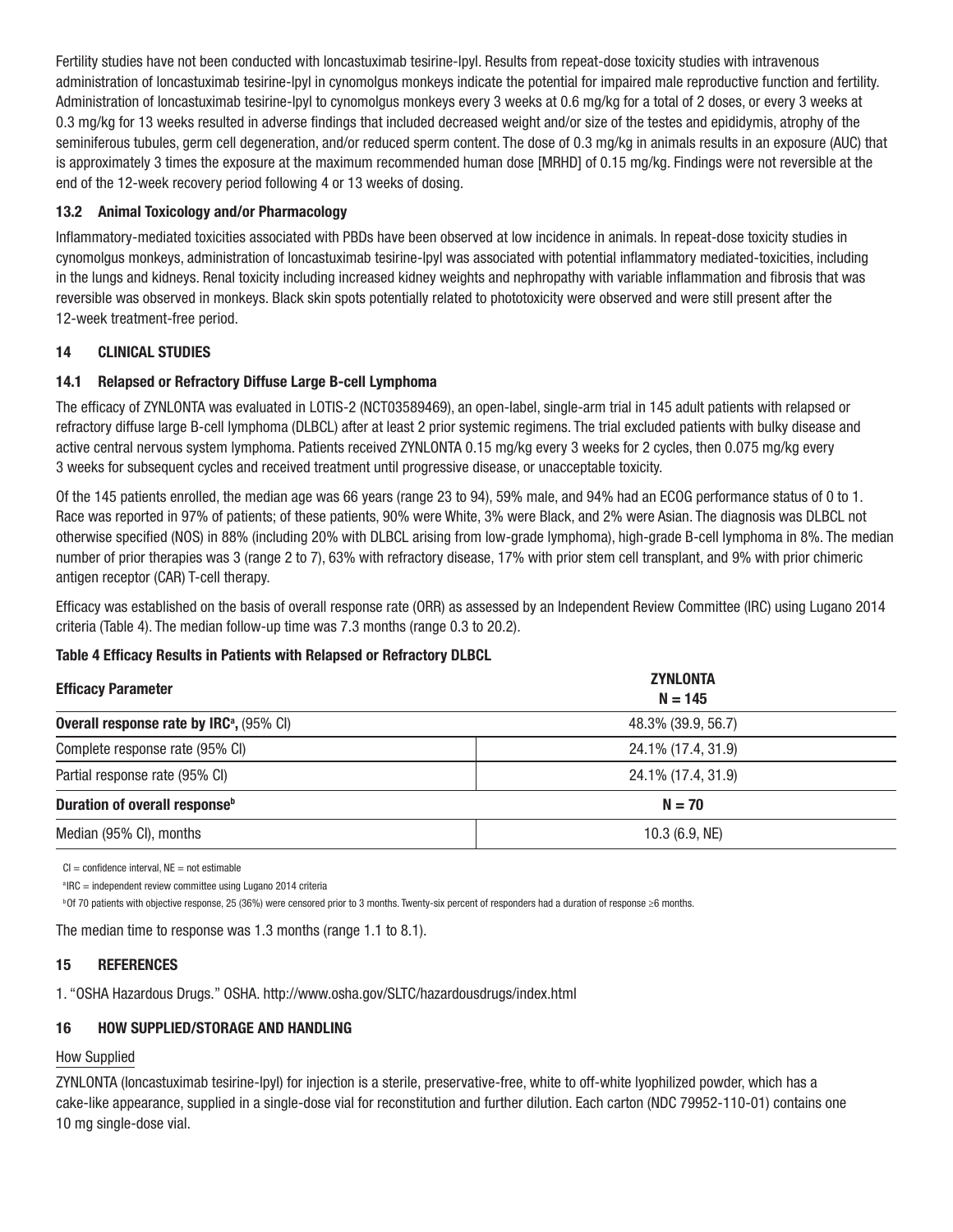Fertility studies have not been conducted with loncastuximab tesirine-lpyl. Results from repeat-dose toxicity studies with intravenous administration of loncastuximab tesirine-lpyl in cynomolgus monkeys indicate the potential for impaired male reproductive function and fertility. Administration of loncastuximab tesirine-lpyl to cynomolgus monkeys every 3 weeks at 0.6 mg/kg for a total of 2 doses, or every 3 weeks at 0.3 mg/kg for 13 weeks resulted in adverse findings that included decreased weight and/or size of the testes and epididymis, atrophy of the seminiferous tubules, germ cell degeneration, and/or reduced sperm content. The dose of 0.3 mg/kg in animals results in an exposure (AUC) that is approximately 3 times the exposure at the maximum recommended human dose [MRHD] of 0.15 mg/kg. Findings were not reversible at the end of the 12-week recovery period following 4 or 13 weeks of dosing.

### 13.2 Animal Toxicology and/or Pharmacology

Inflammatory-mediated toxicities associated with PBDs have been observed at low incidence in animals. In repeat-dose toxicity studies in cynomolgus monkeys, administration of loncastuximab tesirine-lpyl was associated with potential inflammatory mediated-toxicities, including in the lungs and kidneys. Renal toxicity including increased kidney weights and nephropathy with variable inflammation and fibrosis that was reversible was observed in monkeys. Black skin spots potentially related to phototoxicity were observed and were still present after the 12-week treatment-free period.

## 14 CLINICAL STUDIES

### 14.1 Relapsed or Refractory Diffuse Large B-cell Lymphoma

The efficacy of ZYNLONTA was evaluated in LOTIS-2 (NCT03589469), an open-label, single-arm trial in 145 adult patients with relapsed or refractory diffuse large B-cell lymphoma (DLBCL) after at least 2 prior systemic regimens. The trial excluded patients with bulky disease and active central nervous system lymphoma. Patients received ZYNLONTA 0.15 mg/kg every 3 weeks for 2 cycles, then 0.075 mg/kg every 3 weeks for subsequent cycles and received treatment until progressive disease, or unacceptable toxicity.

Of the 145 patients enrolled, the median age was 66 years (range 23 to 94), 59% male, and 94% had an ECOG performance status of 0 to 1. Race was reported in 97% of patients; of these patients, 90% were White, 3% were Black, and 2% were Asian. The diagnosis was DLBCL not otherwise specified (NOS) in 88% (including 20% with DLBCL arising from low-grade lymphoma), high-grade B-cell lymphoma in 8%. The median number of prior therapies was 3 (range 2 to 7), 63% with refractory disease, 17% with prior stem cell transplant, and 9% with prior chimeric antigen receptor (CAR) T-cell therapy.

Efficacy was established on the basis of overall response rate (ORR) as assessed by an Independent Review Committee (IRC) using Lugano 2014 criteria (Table 4). The median follow-up time was 7.3 months (range 0.3 to 20.2).

**Table 4 Efficacy Results in Patients with Relapsed or Refractory DLBCL**

| Efficacy Parameter | ZYNLONTA N = 145 |
|---|---|
| **Overall response rate by IRC[a], (95% CI)** | 48.3% (39.9, 56.7) |
| Complete response rate (95% CI) | 24.1% (17.4, 31.9) |
| Partial response rate (95% CI) | 24.1% (17.4, 31.9) |
| **Duration of overall response[b]** | **N = 70** |
| Median (95% CI), months | 10.3 (6.9, NE) |

CI = confidence interval, NE = not estimable

[a]IRC = independent review committee using Lugano 2014 criteria

[b]Of 70 patients with objective response, 25 (36%) were censored prior to 3 months. Twenty-six percent of responders had a duration of response ≥6 months.

The median time to response was 1.3 months (range 1.1 to 8.1).

## 15 REFERENCES

1. "OSHA Hazardous Drugs." OSHA. http://www.osha.gov/SLTC/hazardousdrugs/index.html

## 16 HOW SUPPLIED/STORAGE AND HANDLING

How Supplied

ZYNLONTA (loncastuximab tesirine-lpyl) for injection is a sterile, preservative-free, white to off-white lyophilized powder, which has a cake-like appearance, supplied in a single-dose vial for reconstitution and further dilution. Each carton (NDC 79952-110-01) contains one 10 mg single-dose vial.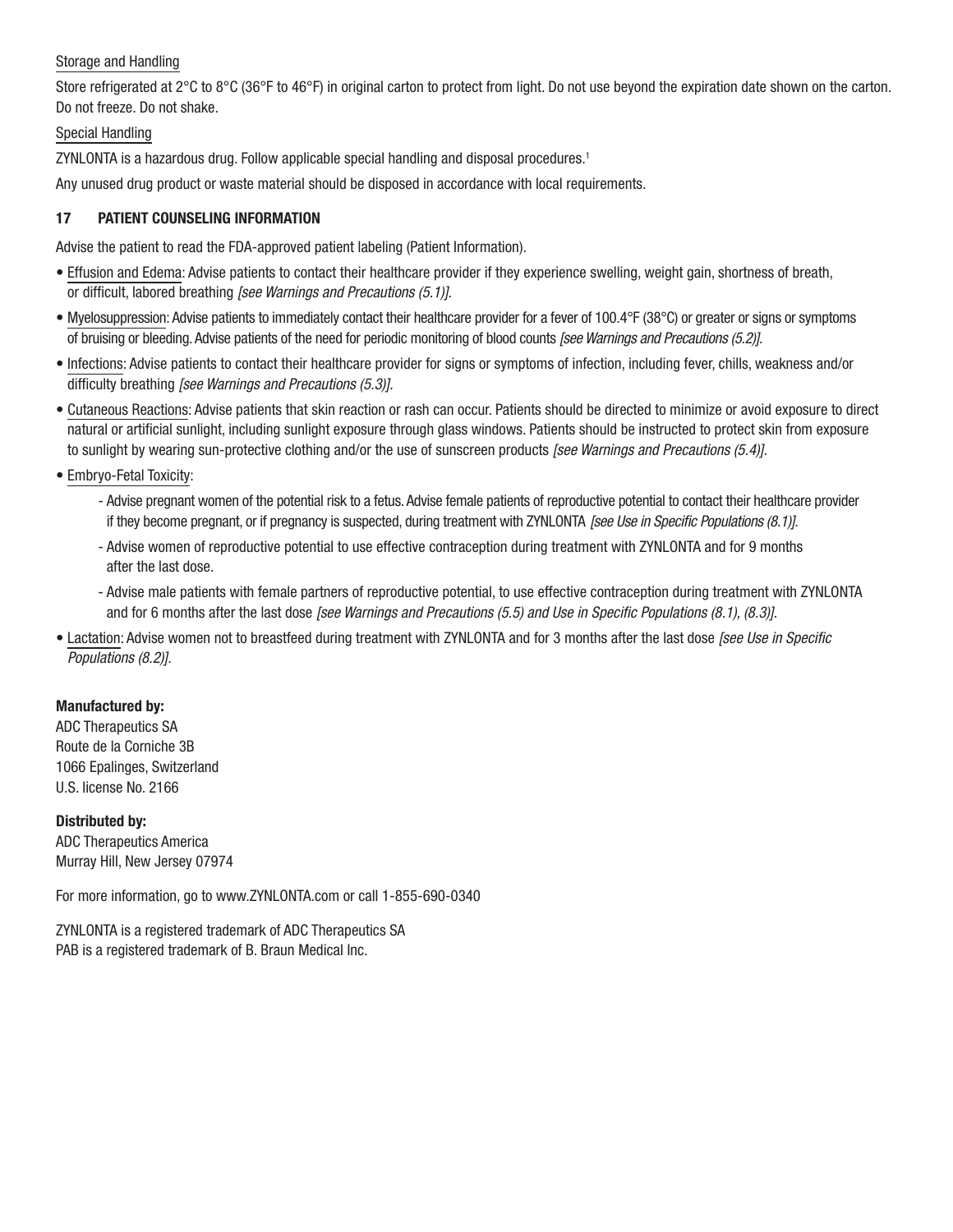Storage and Handling

Store refrigerated at 2°C to 8°C (36°F to 46°F) in original carton to protect from light. Do not use beyond the expiration date shown on the carton. Do not freeze. Do not shake.

Special Handling

ZYNLONTA is a hazardous drug. Follow applicable special handling and disposal procedures.[1]

Any unused drug product or waste material should be disposed in accordance with local requirements.

## 17 PATIENT COUNSELING INFORMATION

Advise the patient to read the FDA-approved patient labeling (Patient Information).

- Effusion and Edema: Advise patients to contact their healthcare provider if they experience swelling, weight gain, shortness of breath, or difficult, labored breathing *[see Warnings and Precautions (5.1)]*.
- Myelosuppression: Advise patients to immediately contact their healthcare provider for a fever of 100.4°F (38°C) or greater or signs or symptoms of bruising or bleeding. Advise patients of the need for periodic monitoring of blood counts *[see Warnings and Precautions (5.2)]*.
- Infections: Advise patients to contact their healthcare provider for signs or symptoms of infection, including fever, chills, weakness and/or difficulty breathing *[see Warnings and Precautions (5.3)]*.
- Cutaneous Reactions: Advise patients that skin reaction or rash can occur. Patients should be directed to minimize or avoid exposure to direct natural or artificial sunlight, including sunlight exposure through glass windows. Patients should be instructed to protect skin from exposure to sunlight by wearing sun-protective clothing and/or the use of sunscreen products *[see Warnings and Precautions (5.4)]*.
- Embryo-Fetal Toxicity:
  - Advise pregnant women of the potential risk to a fetus. Advise female patients of reproductive potential to contact their healthcare provider if they become pregnant, or if pregnancy is suspected, during treatment with ZYNLONTA *[see Use in Specific Populations (8.1)]*.
  - Advise women of reproductive potential to use effective contraception during treatment with ZYNLONTA and for 9 months after the last dose.
  - Advise male patients with female partners of reproductive potential, to use effective contraception during treatment with ZYNLONTA and for 6 months after the last dose *[see Warnings and Precautions (5.5) and Use in Specific Populations (8.1), (8.3)]*.
- Lactation: Advise women not to breastfeed during treatment with ZYNLONTA and for 3 months after the last dose *[see Use in Specific Populations (8.2)]*.

**Manufactured by:**
ADC Therapeutics SA
Route de la Corniche 3B
1066 Epalinges, Switzerland
U.S. license No. 2166

**Distributed by:**
ADC Therapeutics America
Murray Hill, New Jersey 07974

For more information, go to www.ZYNLONTA.com or call 1-855-690-0340

ZYNLONTA is a registered trademark of ADC Therapeutics SA
PAB is a registered trademark of B. Braun Medical Inc.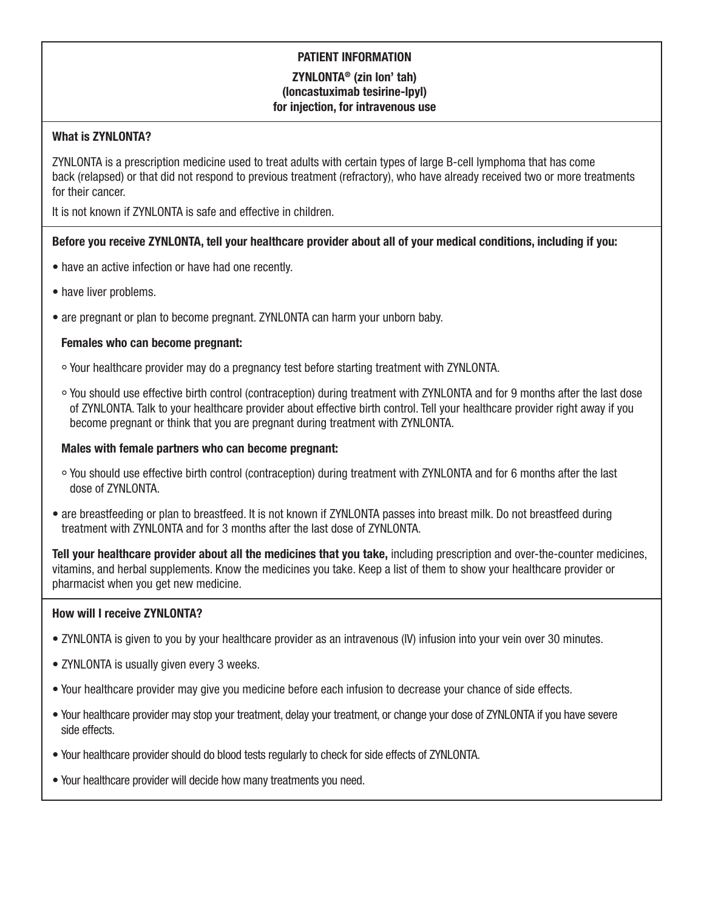## PATIENT INFORMATION

**ZYNLONTA® (zin lon' tah)**
**(loncastuximab tesirine-lpyl)**
**for injection, for intravenous use**

**What is ZYNLONTA?**

ZYNLONTA is a prescription medicine used to treat adults with certain types of large B-cell lymphoma that has come back (relapsed) or that did not respond to previous treatment (refractory), who have already received two or more treatments for their cancer.

It is not known if ZYNLONTA is safe and effective in children.

**Before you receive ZYNLONTA, tell your healthcare provider about all of your medical conditions, including if you:**

- have an active infection or have had one recently.
- have liver problems.
- are pregnant or plan to become pregnant. ZYNLONTA can harm your unborn baby.

  **Females who can become pregnant:**

  - Your healthcare provider may do a pregnancy test before starting treatment with ZYNLONTA.
  - You should use effective birth control (contraception) during treatment with ZYNLONTA and for 9 months after the last dose of ZYNLONTA. Talk to your healthcare provider about effective birth control. Tell your healthcare provider right away if you become pregnant or think that you are pregnant during treatment with ZYNLONTA.

  **Males with female partners who can become pregnant:**

  - You should use effective birth control (contraception) during treatment with ZYNLONTA and for 6 months after the last dose of ZYNLONTA.

- are breastfeeding or plan to breastfeed. It is not known if ZYNLONTA passes into breast milk. Do not breastfeed during treatment with ZYNLONTA and for 3 months after the last dose of ZYNLONTA.

**Tell your healthcare provider about all the medicines that you take,** including prescription and over-the-counter medicines, vitamins, and herbal supplements. Know the medicines you take. Keep a list of them to show your healthcare provider or pharmacist when you get new medicine.

**How will I receive ZYNLONTA?**

- ZYNLONTA is given to you by your healthcare provider as an intravenous (IV) infusion into your vein over 30 minutes.
- ZYNLONTA is usually given every 3 weeks.
- Your healthcare provider may give you medicine before each infusion to decrease your chance of side effects.
- Your healthcare provider may stop your treatment, delay your treatment, or change your dose of ZYNLONTA if you have severe side effects.
- Your healthcare provider should do blood tests regularly to check for side effects of ZYNLONTA.
- Your healthcare provider will decide how many treatments you need.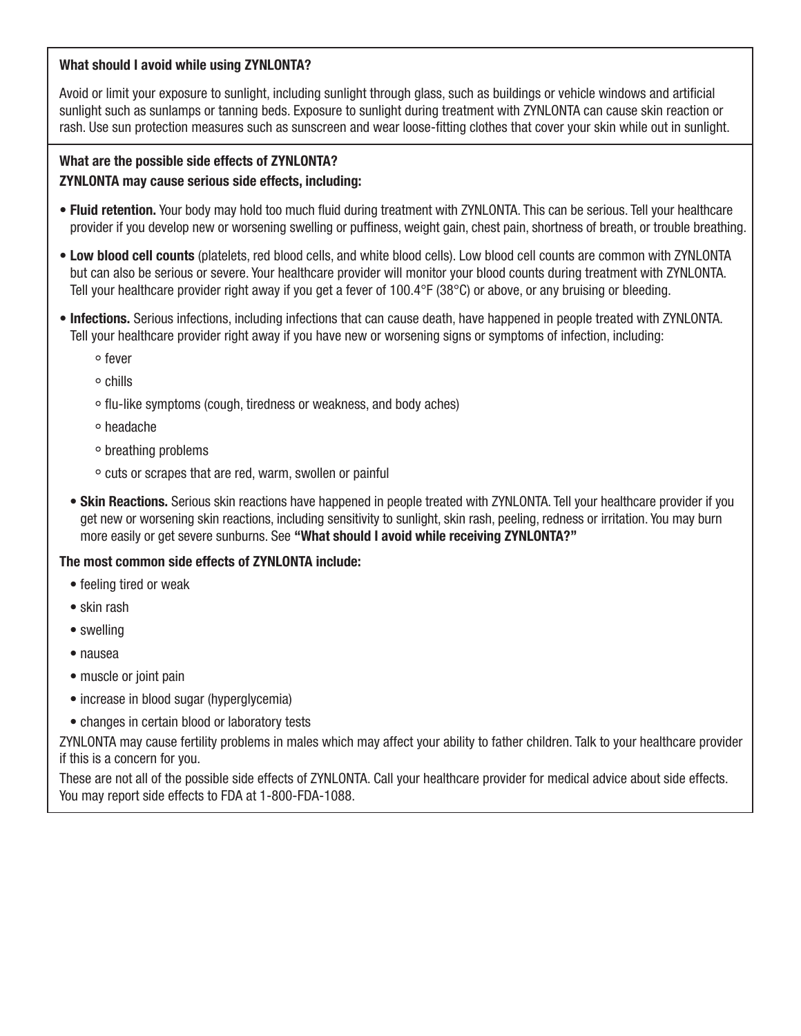**What should I avoid while using ZYNLONTA?**

Avoid or limit your exposure to sunlight, including sunlight through glass, such as buildings or vehicle windows and artificial sunlight such as sunlamps or tanning beds. Exposure to sunlight during treatment with ZYNLONTA can cause skin reaction or rash. Use sun protection measures such as sunscreen and wear loose-fitting clothes that cover your skin while out in sunlight.

**What are the possible side effects of ZYNLONTA?**

**ZYNLONTA may cause serious side effects, including:**

- **Fluid retention.** Your body may hold too much fluid during treatment with ZYNLONTA. This can be serious. Tell your healthcare provider if you develop new or worsening swelling or puffiness, weight gain, chest pain, shortness of breath, or trouble breathing.
- **Low blood cell counts** (platelets, red blood cells, and white blood cells). Low blood cell counts are common with ZYNLONTA but can also be serious or severe. Your healthcare provider will monitor your blood counts during treatment with ZYNLONTA. Tell your healthcare provider right away if you get a fever of 100.4°F (38°C) or above, or any bruising or bleeding.
- **Infections.** Serious infections, including infections that can cause death, have happened in people treated with ZYNLONTA. Tell your healthcare provider right away if you have new or worsening signs or symptoms of infection, including:
  - fever
  - chills
  - flu-like symptoms (cough, tiredness or weakness, and body aches)
  - headache
  - breathing problems
  - cuts or scrapes that are red, warm, swollen or painful
- **Skin Reactions.** Serious skin reactions have happened in people treated with ZYNLONTA. Tell your healthcare provider if you get new or worsening skin reactions, including sensitivity to sunlight, skin rash, peeling, redness or irritation. You may burn more easily or get severe sunburns. See **"What should I avoid while receiving ZYNLONTA?"**

**The most common side effects of ZYNLONTA include:**

- feeling tired or weak
- skin rash
- swelling
- nausea
- muscle or joint pain
- increase in blood sugar (hyperglycemia)
- changes in certain blood or laboratory tests

ZYNLONTA may cause fertility problems in males which may affect your ability to father children. Talk to your healthcare provider if this is a concern for you.

These are not all of the possible side effects of ZYNLONTA. Call your healthcare provider for medical advice about side effects. You may report side effects to FDA at 1-800-FDA-1088.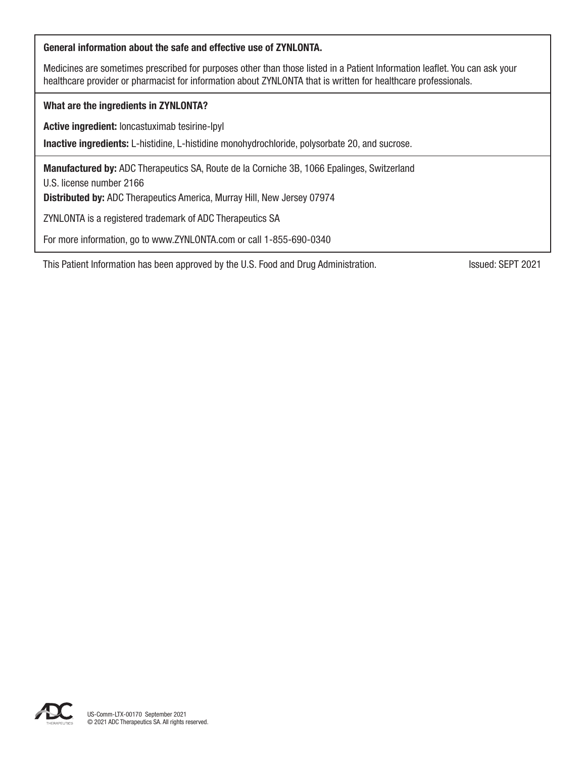**General information about the safe and effective use of ZYNLONTA.**

Medicines are sometimes prescribed for purposes other than those listed in a Patient Information leaflet. You can ask your healthcare provider or pharmacist for information about ZYNLONTA that is written for healthcare professionals.

**What are the ingredients in ZYNLONTA?**

**Active ingredient:** loncastuximab tesirine-lpyl

**Inactive ingredients:** L-histidine, L-histidine monohydrochloride, polysorbate 20, and sucrose.

**Manufactured by:** ADC Therapeutics SA, Route de la Corniche 3B, 1066 Epalinges, Switzerland

U.S. license number 2166

**Distributed by:** ADC Therapeutics America, Murray Hill, New Jersey 07974

ZYNLONTA is a registered trademark of ADC Therapeutics SA

For more information, go to www.ZYNLONTA.com or call 1-855-690-0340

This Patient Information has been approved by the U.S. Food and Drug Administration. Issued: SEPT 2021

US-Comm-LTX-00170 September 2021
© 2021 ADC Therapeutics SA. All rights reserved.